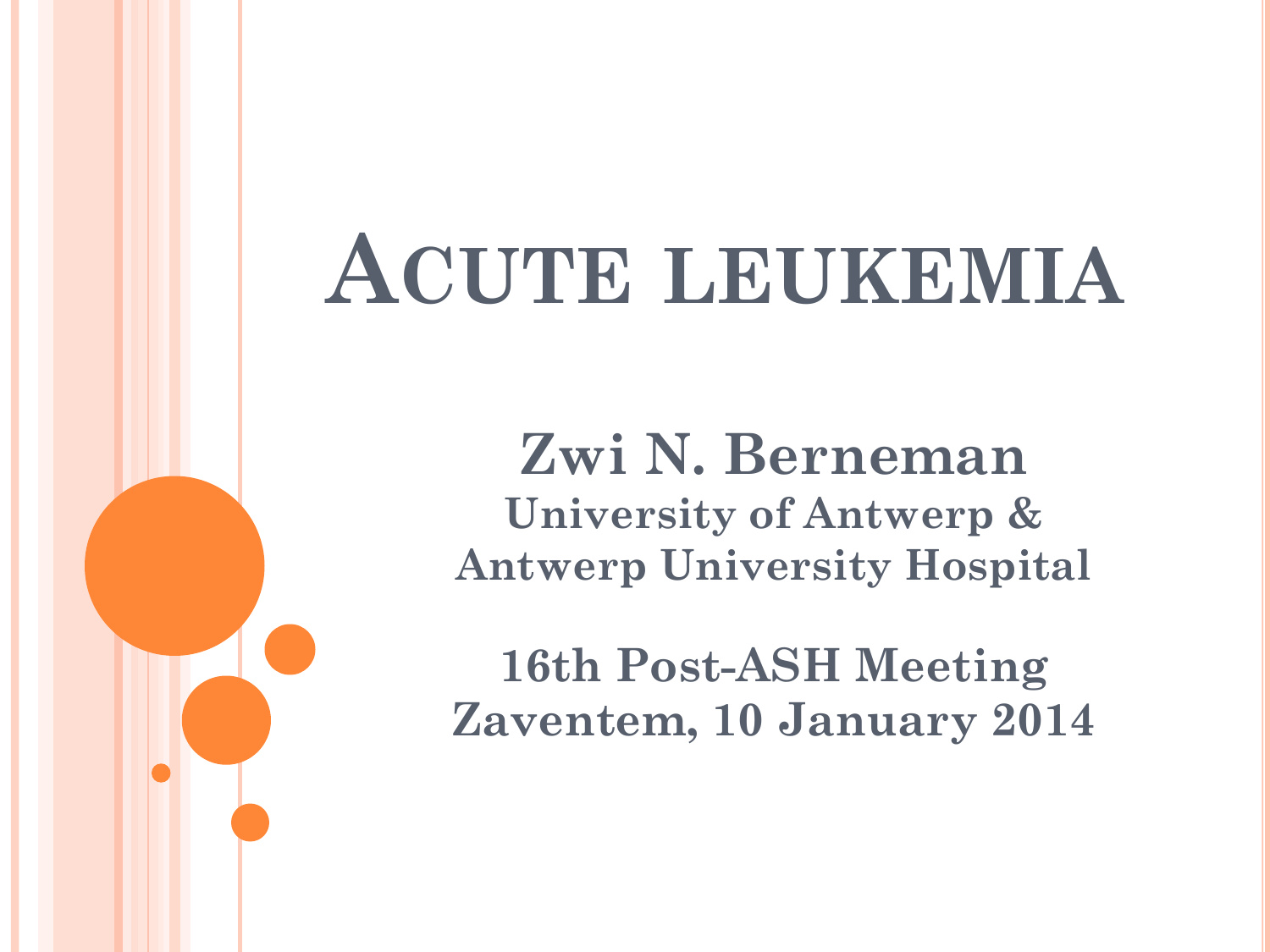# Acute leukemia

**Zwi N. Berneman**

**University of Antwerp & Antwerp University Hospital**

**16th Post-ASH Meeting**

**Zaventem, 10 January 2014**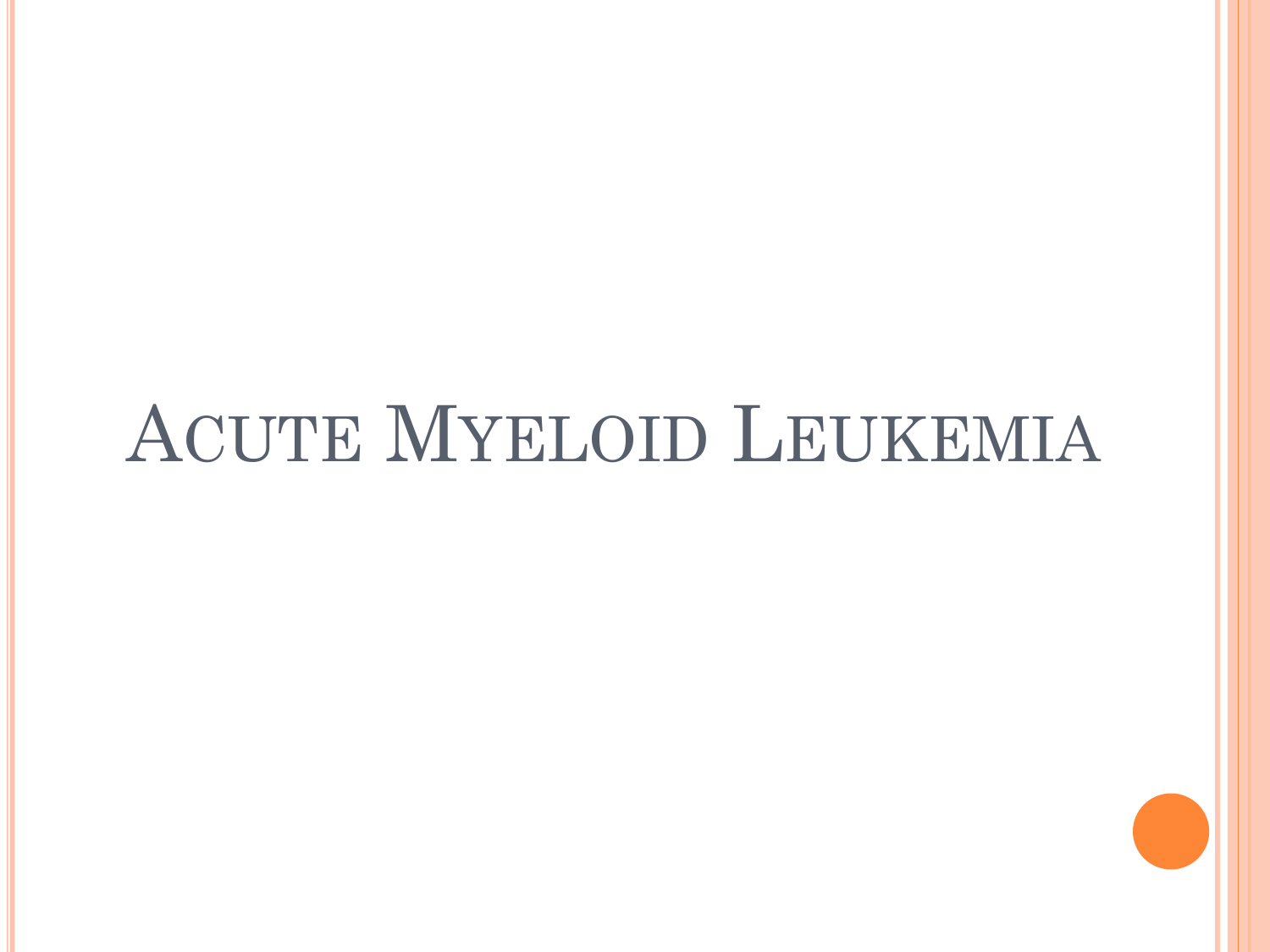# Acute Myeloid Leukemia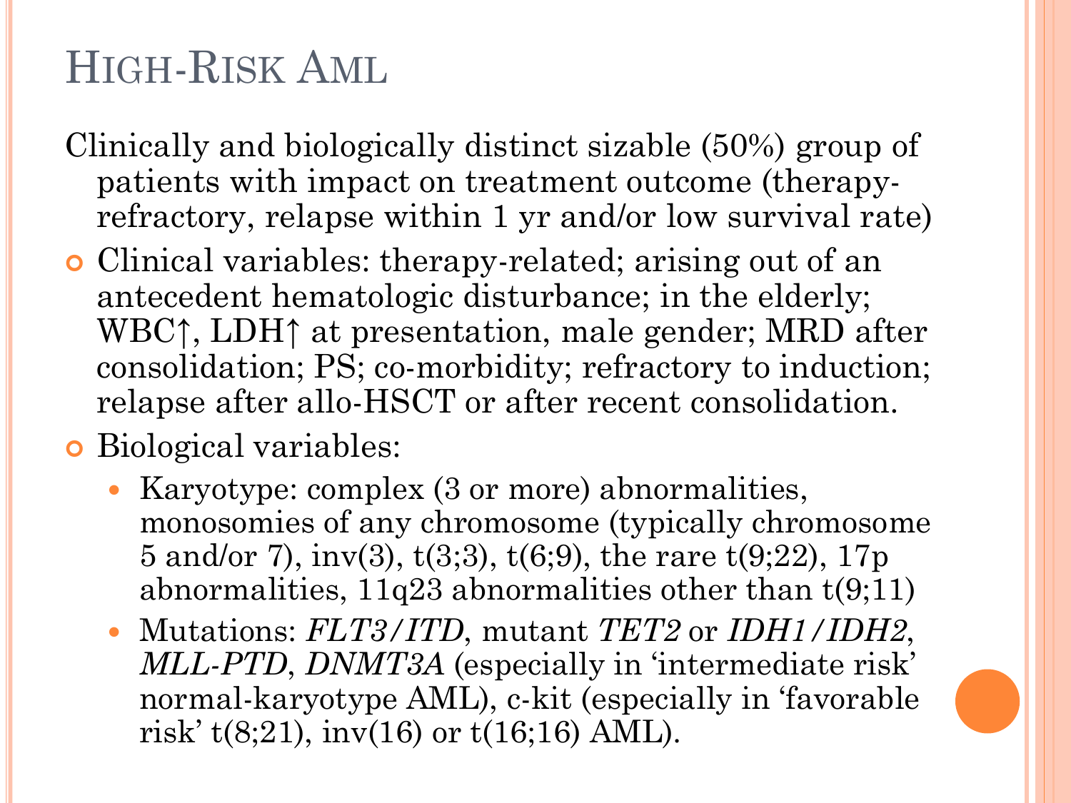# High-Risk AML

Clinically and biologically distinct sizable (50%) group of patients with impact on treatment outcome (therapy-refractory, relapse within 1 yr and/or low survival rate)

- Clinical variables: therapy-related; arising out of an antecedent hematologic disturbance; in the elderly; WBC↑, LDH↑ at presentation, male gender; MRD after consolidation; PS; co-morbidity; refractory to induction; relapse after allo-HSCT or after recent consolidation.
- Biological variables:
  - Karyotype: complex (3 or more) abnormalities, monosomies of any chromosome (typically chromosome 5 and/or 7), inv(3), t(3;3), t(6;9), the rare t(9;22), 17p abnormalities, 11q23 abnormalities other than t(9;11)
  - Mutations: *FLT3/ITD*, mutant *TET2* or *IDH1/IDH2*, *MLL-PTD*, *DNMT3A* (especially in 'intermediate risk' normal-karyotype AML), c-kit (especially in 'favorable risk' t(8;21), inv(16) or t(16;16) AML).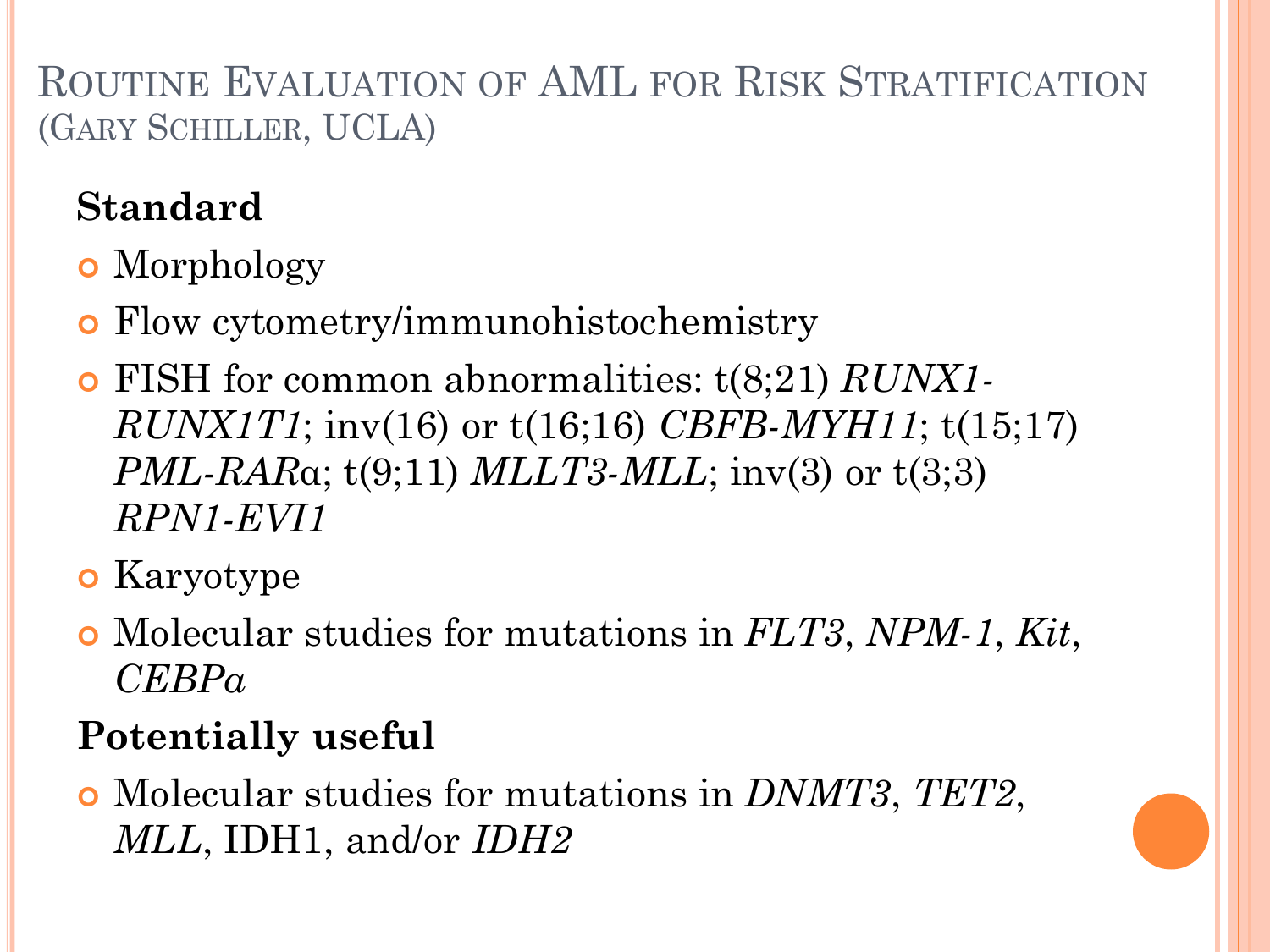# Routine Evaluation of AML for Risk Stratification
(Gary Schiller, UCLA)

**Standard**

- Morphology
- Flow cytometry/immunohistochemistry
- FISH for common abnormalities: t(8;21) *RUNX1-RUNX1T1*; inv(16) or t(16;16) *CBFB-MYH11*; t(15;17) *PML-RAR*α; t(9;11) *MLLT3-MLL*; inv(3) or t(3;3) *RPN1-EVI1*
- Karyotype
- Molecular studies for mutations in *FLT3*, *NPM-1*, *Kit*, *CEBPα*

**Potentially useful**

- Molecular studies for mutations in *DNMT3*, *TET2*, *MLL*, IDH1, and/or *IDH2*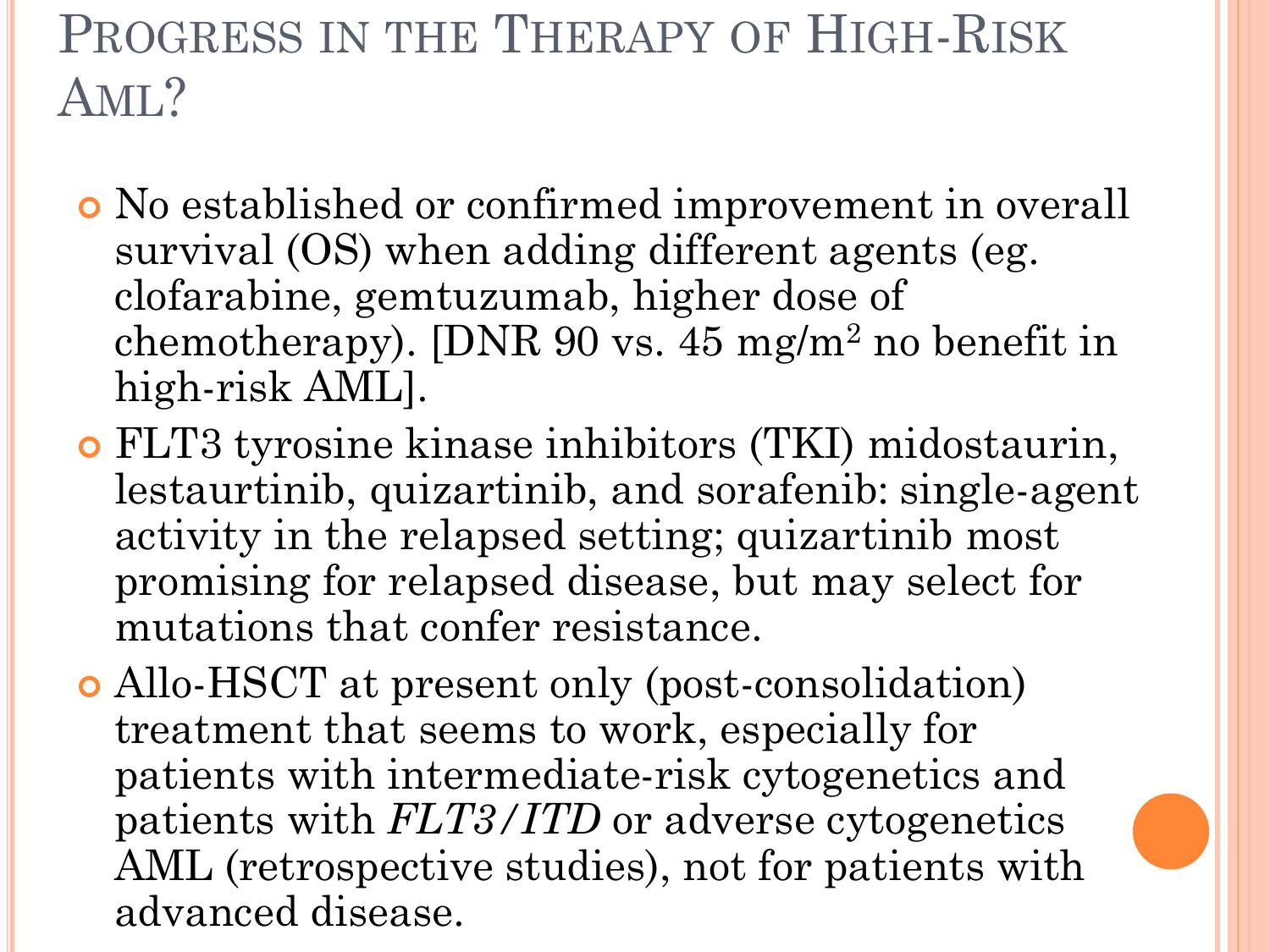# Progress in the Therapy of High-Risk AML?

- No established or confirmed improvement in overall survival (OS) when adding different agents (eg. clofarabine, gemtuzumab, higher dose of chemotherapy). [DNR 90 vs. 45 mg/m$^2$ no benefit in high-risk AML].
- FLT3 tyrosine kinase inhibitors (TKI) midostaurin, lestaurtinib, quizartinib, and sorafenib: single-agent activity in the relapsed setting; quizartinib most promising for relapsed disease, but may select for mutations that confer resistance.
- Allo-HSCT at present only (post-consolidation) treatment that seems to work, especially for patients with intermediate-risk cytogenetics and patients with *FLT3/ITD* or adverse cytogenetics AML (retrospective studies), not for patients with advanced disease.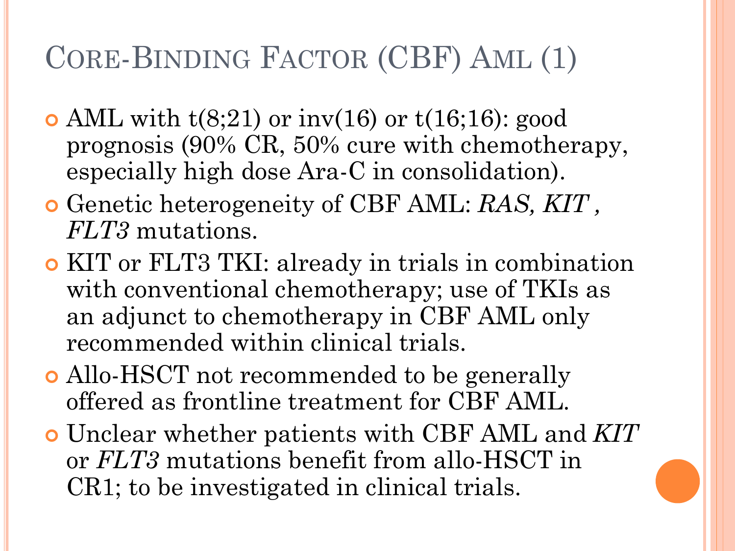# Core-Binding Factor (CBF) AML (1)

- AML with t(8;21) or inv(16) or t(16;16): good prognosis (90% CR, 50% cure with chemotherapy, especially high dose Ara-C in consolidation).
- Genetic heterogeneity of CBF AML: *RAS, KIT* , *FLT3* mutations.
- KIT or FLT3 TKI: already in trials in combination with conventional chemotherapy; use of TKIs as an adjunct to chemotherapy in CBF AML only recommended within clinical trials.
- Allo-HSCT not recommended to be generally offered as frontline treatment for CBF AML.
- Unclear whether patients with CBF AML and *KIT* or *FLT3* mutations benefit from allo-HSCT in CR1; to be investigated in clinical trials.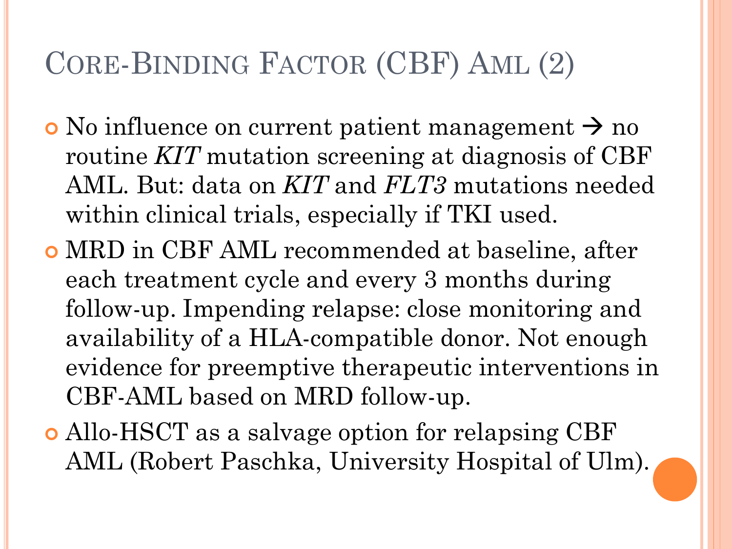# Core-Binding Factor (CBF) AML (2)

- No influence on current patient management → no routine *KIT* mutation screening at diagnosis of CBF AML. But: data on *KIT* and *FLT3* mutations needed within clinical trials, especially if TKI used.
- MRD in CBF AML recommended at baseline, after each treatment cycle and every 3 months during follow-up. Impending relapse: close monitoring and availability of a HLA-compatible donor. Not enough evidence for preemptive therapeutic interventions in CBF-AML based on MRD follow-up.
- Allo-HSCT as a salvage option for relapsing CBF AML (Robert Paschka, University Hospital of Ulm).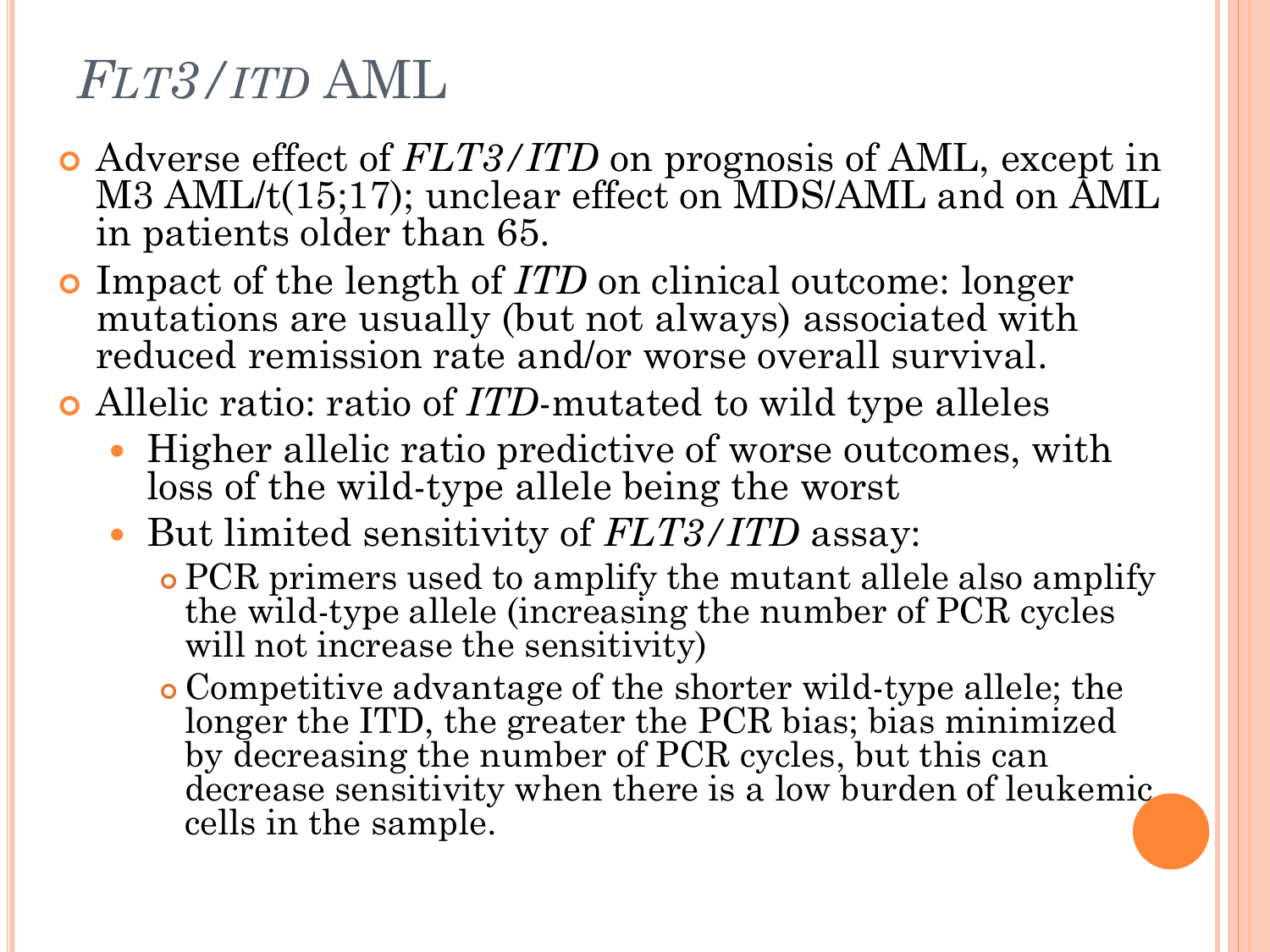# *FLT3/ITD* AML

- Adverse effect of *FLT3/ITD* on prognosis of AML, except in M3 AML/t(15;17); unclear effect on MDS/AML and on AML in patients older than 65.
- Impact of the length of *ITD* on clinical outcome: longer mutations are usually (but not always) associated with reduced remission rate and/or worse overall survival.
- Allelic ratio: ratio of *ITD*-mutated to wild type alleles
  - Higher allelic ratio predictive of worse outcomes, with loss of the wild-type allele being the worst
  - But limited sensitivity of *FLT3/ITD* assay:
    - PCR primers used to amplify the mutant allele also amplify the wild-type allele (increasing the number of PCR cycles will not increase the sensitivity)
    - Competitive advantage of the shorter wild-type allele; the longer the ITD, the greater the PCR bias; bias minimized by decreasing the number of PCR cycles, but this can decrease sensitivity when there is a low burden of leukemic cells in the sample.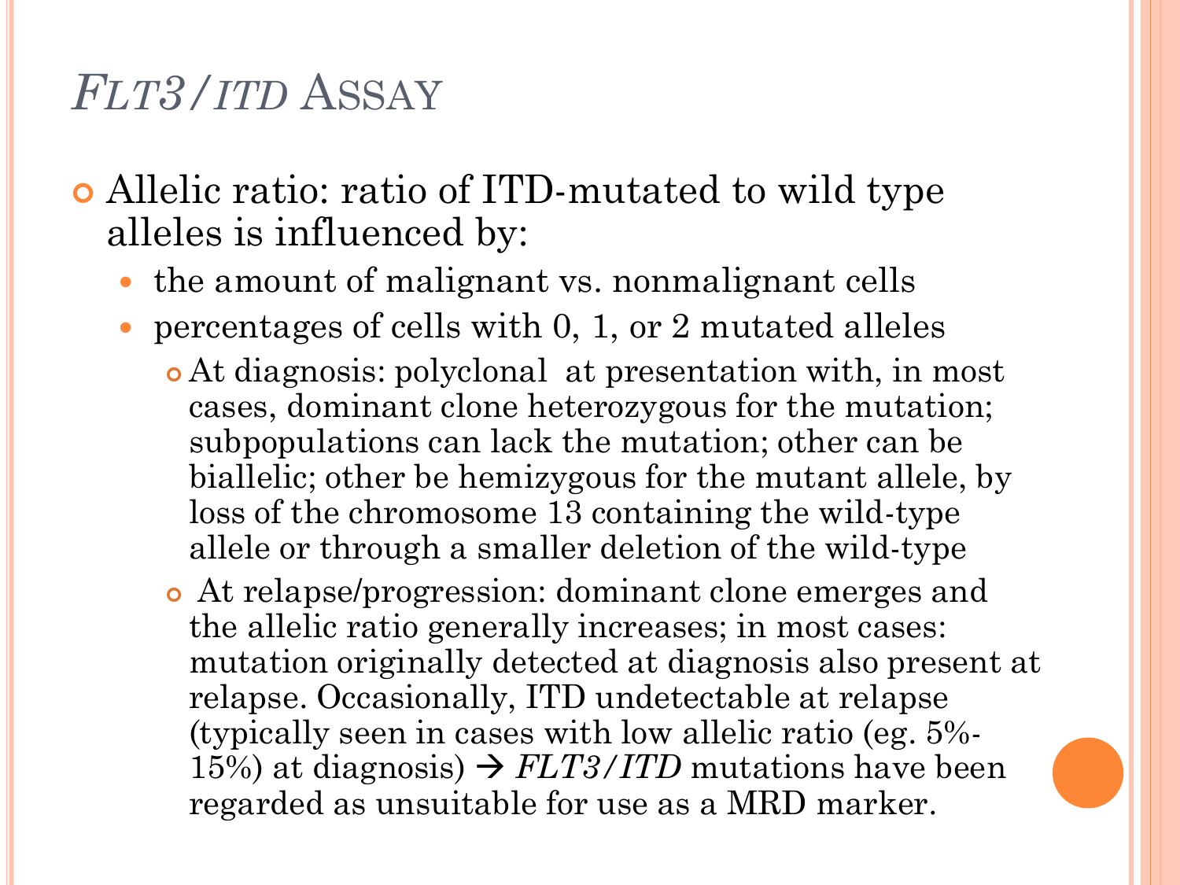# *FLT3/ITD* Assay

- Allelic ratio: ratio of ITD-mutated to wild type alleles is influenced by:
  - the amount of malignant vs. nonmalignant cells
  - percentages of cells with 0, 1, or 2 mutated alleles
    - At diagnosis: polyclonal at presentation with, in most cases, dominant clone heterozygous for the mutation; subpopulations can lack the mutation; other can be biallelic; other be hemizygous for the mutant allele, by loss of the chromosome 13 containing the wild-type allele or through a smaller deletion of the wild-type
    - At relapse/progression: dominant clone emerges and the allelic ratio generally increases; in most cases: mutation originally detected at diagnosis also present at relapse. Occasionally, ITD undetectable at relapse (typically seen in cases with low allelic ratio (eg. 5%-15%) at diagnosis) → *FLT3/ITD* mutations have been regarded as unsuitable for use as a MRD marker.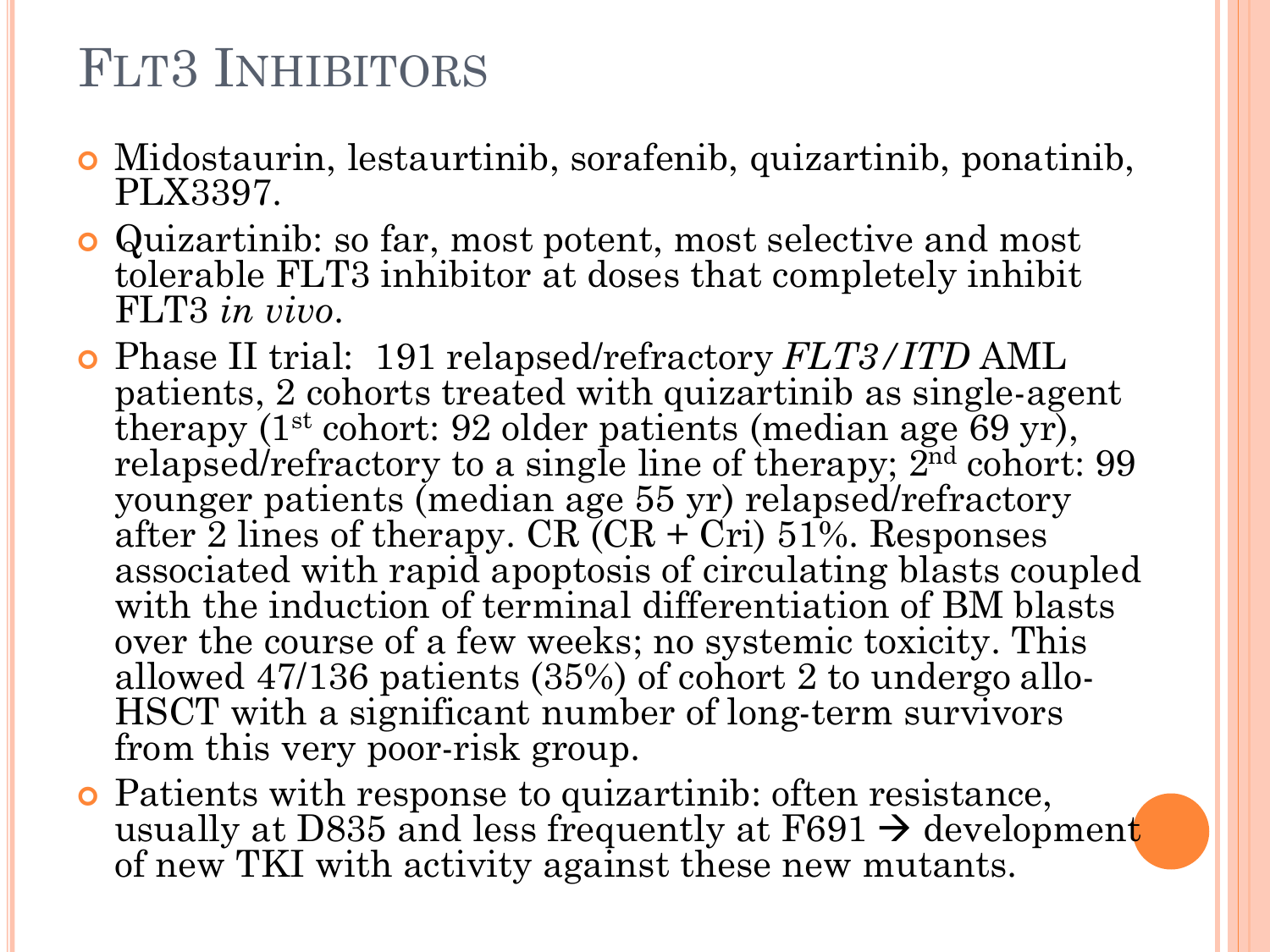# FLT3 Inhibitors

- Midostaurin, lestaurtinib, sorafenib, quizartinib, ponatinib, PLX3397.
- Quizartinib: so far, most potent, most selective and most tolerable FLT3 inhibitor at doses that completely inhibit FLT3 *in vivo*.
- Phase II trial: 191 relapsed/refractory *FLT3/ITD* AML patients, 2 cohorts treated with quizartinib as single-agent therapy (1st cohort: 92 older patients (median age 69 yr), relapsed/refractory to a single line of therapy; 2nd cohort: 99 younger patients (median age 55 yr) relapsed/refractory after 2 lines of therapy. CR (CR + Cri) 51%. Responses associated with rapid apoptosis of circulating blasts coupled with the induction of terminal differentiation of BM blasts over the course of a few weeks; no systemic toxicity. This allowed 47/136 patients (35%) of cohort 2 to undergo allo-HSCT with a significant number of long-term survivors from this very poor-risk group.
- Patients with response to quizartinib: often resistance, usually at D835 and less frequently at F691 → development of new TKI with activity against these new mutants.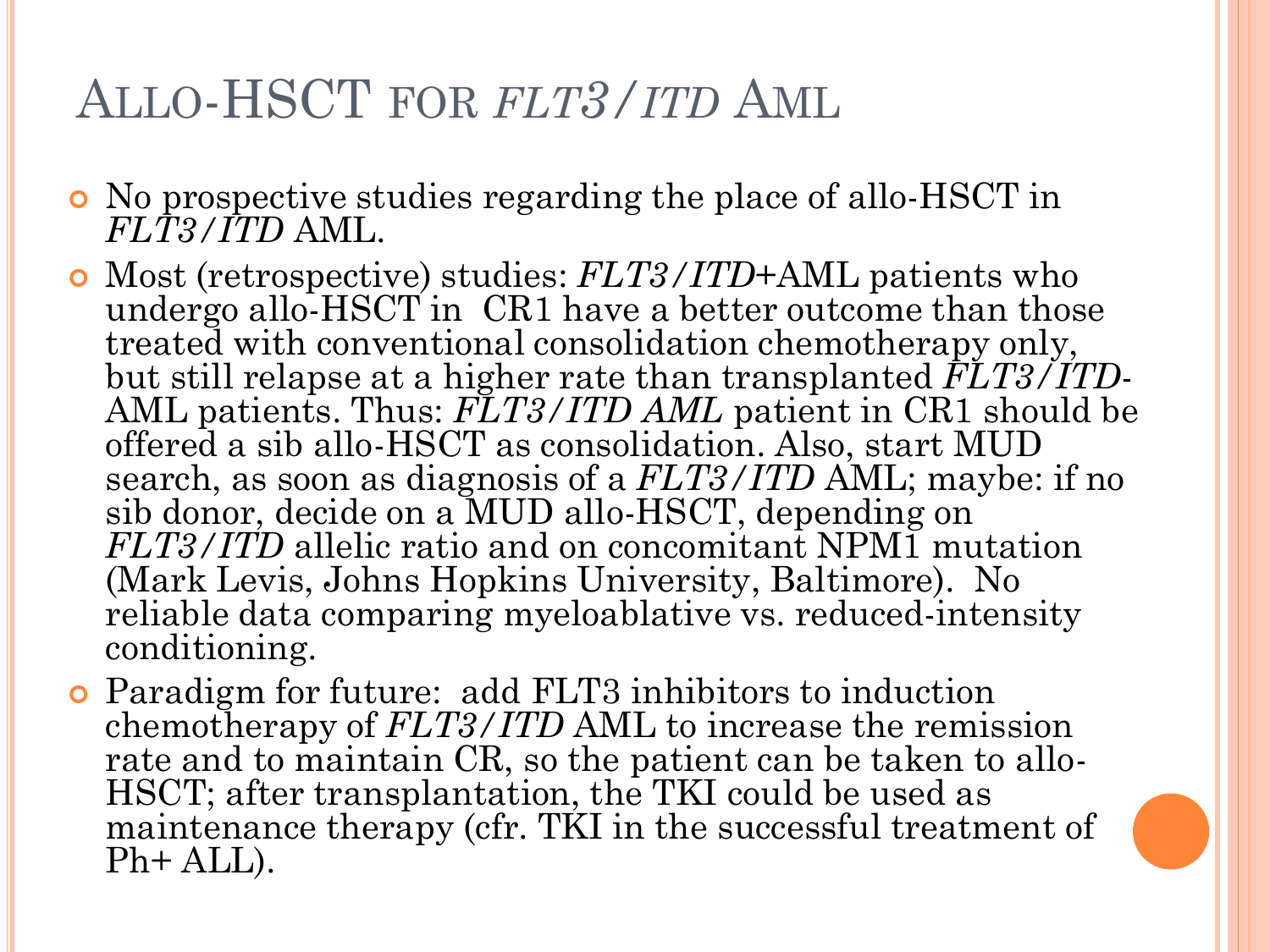# Allo-HSCT for *FLT3/ITD* AML

- No prospective studies regarding the place of allo-HSCT in *FLT3/ITD* AML.
- Most (retrospective) studies: *FLT3/ITD*+AML patients who undergo allo-HSCT in CR1 have a better outcome than those treated with conventional consolidation chemotherapy only, but still relapse at a higher rate than transplanted *FLT3/ITD*- AML patients. Thus: *FLT3/ITD AML* patient in CR1 should be offered a sib allo-HSCT as consolidation. Also, start MUD search, as soon as diagnosis of a *FLT3/ITD* AML; maybe: if no sib donor, decide on a MUD allo-HSCT, depending on *FLT3/ITD* allelic ratio and on concomitant NPM1 mutation (Mark Levis, Johns Hopkins University, Baltimore). No reliable data comparing myeloablative vs. reduced-intensity conditioning.
- Paradigm for future: add FLT3 inhibitors to induction chemotherapy of *FLT3/ITD* AML to increase the remission rate and to maintain CR, so the patient can be taken to allo-HSCT; after transplantation, the TKI could be used as maintenance therapy (cfr. TKI in the successful treatment of Ph+ ALL).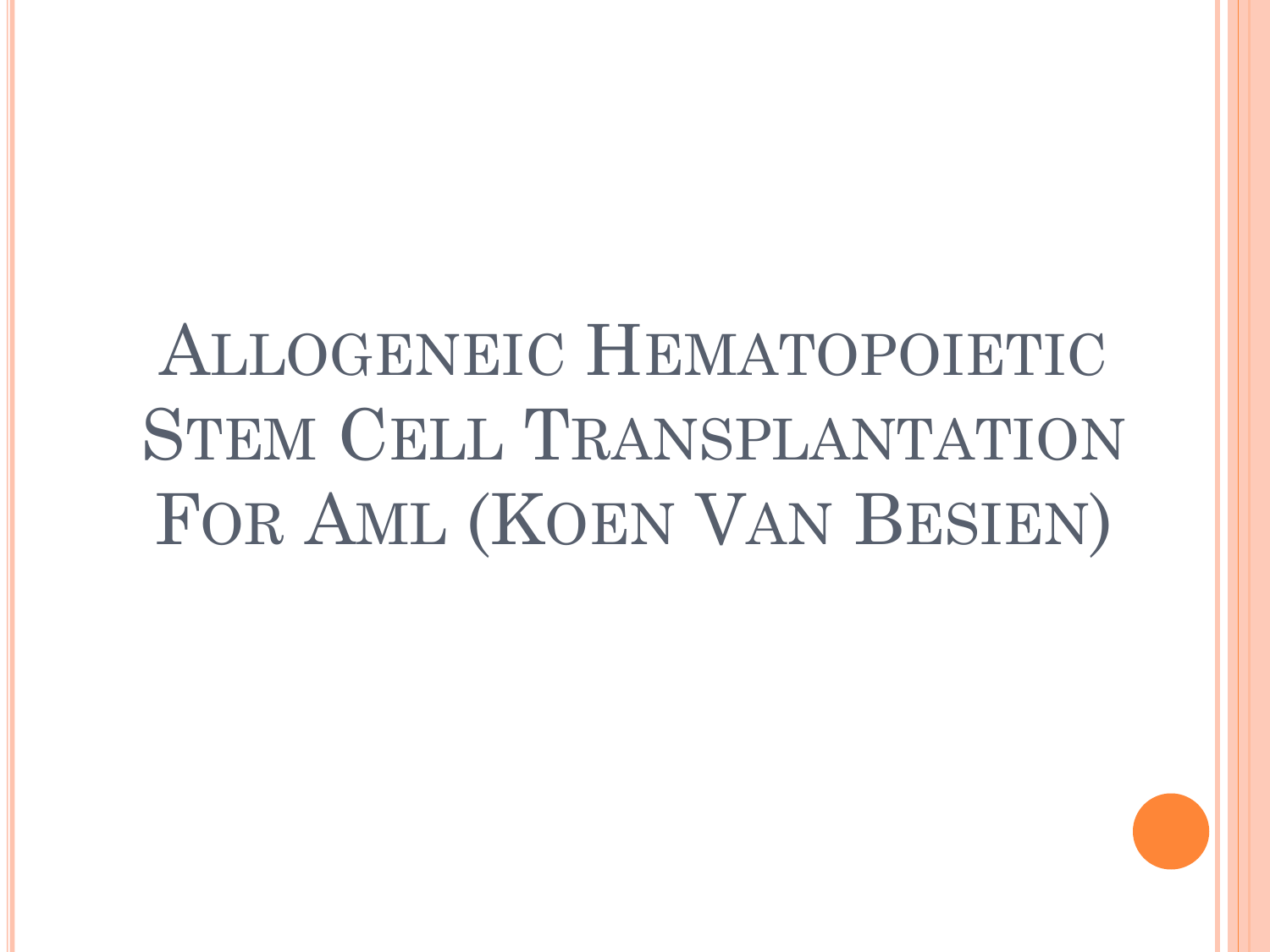# Allogeneic Hematopoietic Stem Cell Transplantation For AML (Koen Van Besien)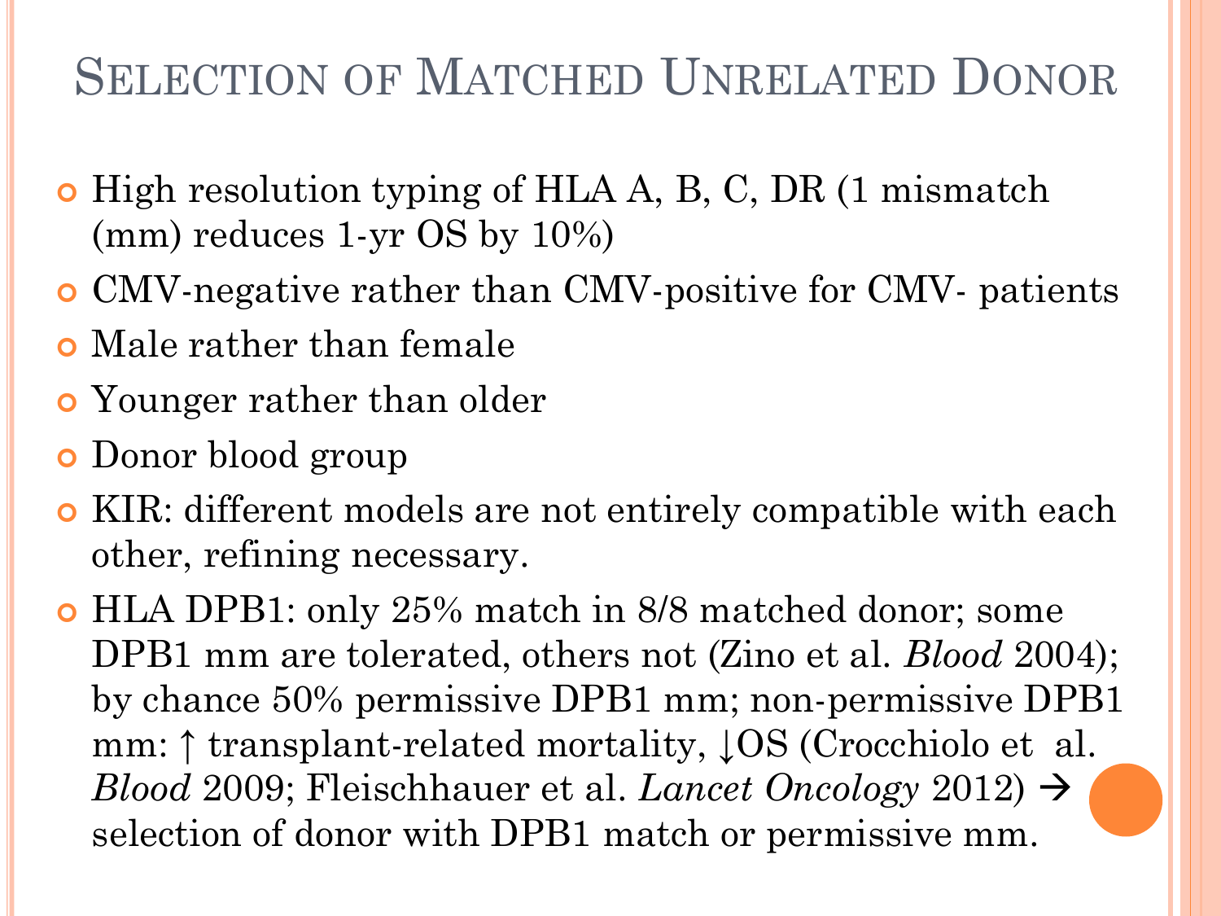# Selection of Matched Unrelated Donor

- High resolution typing of HLA A, B, C, DR (1 mismatch (mm) reduces 1-yr OS by 10%)
- CMV-negative rather than CMV-positive for CMV- patients
- Male rather than female
- Younger rather than older
- Donor blood group
- KIR: different models are not entirely compatible with each other, refining necessary.
- HLA DPB1: only 25% match in 8/8 matched donor; some DPB1 mm are tolerated, others not (Zino et al. *Blood* 2004); by chance 50% permissive DPB1 mm; non-permissive DPB1 mm: ↑ transplant-related mortality, ↓OS (Crocchiolo et al. *Blood* 2009; Fleischhauer et al. *Lancet Oncology* 2012) → selection of donor with DPB1 match or permissive mm.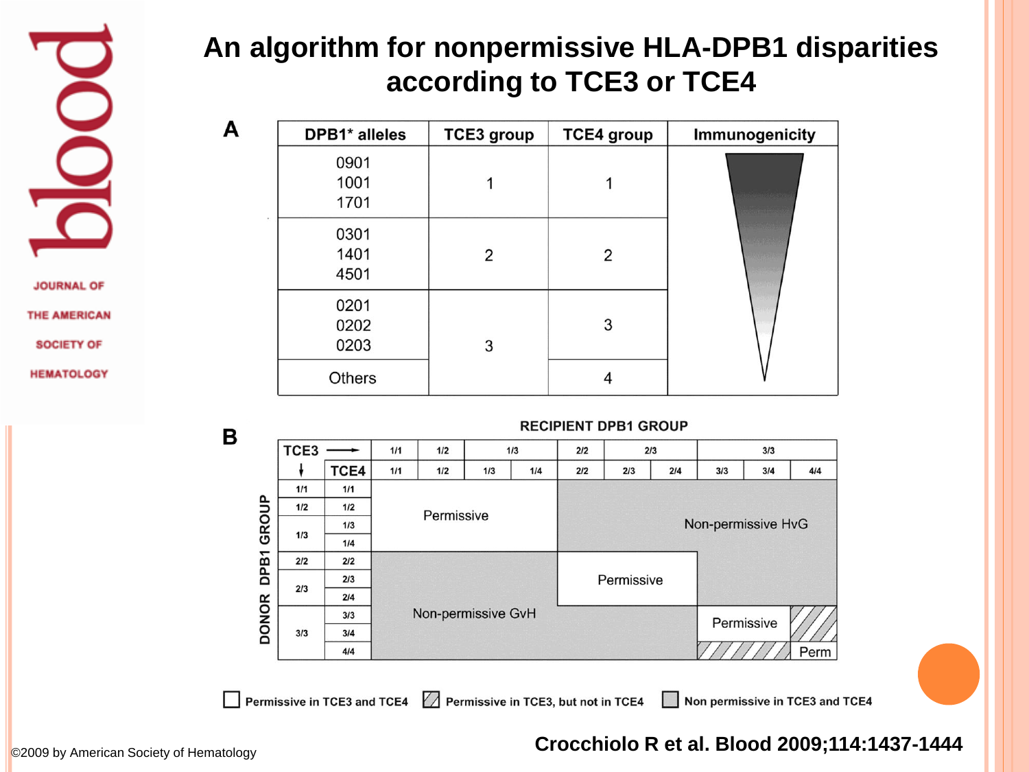# An algorithm for nonpermissive HLA-DPB1 disparities according to TCE3 or TCE4

**A**

| DPB1* alleles | TCE3 group | TCE4 group | Immunogenicity |
|---|---|---|---|
| 0901<br>1001<br>1701 | 1 | 1 | |
| 0301<br>1401<br>4501 | 2 | 2 | |
| 0201<br>0202<br>0203 | 3 | 3 | |
| Others | 3 | 4 | |

**B**

RECIPIENT DPB1 GROUP

| TCE3 → | | 1/1 | 1/2 | 1/3 | | 2/2 | 2/3 | | 3/3 | | |
|---|---|---|---|---|---|---|---|---|---|---|---|
| ↓ | TCE4 | 1/1 | 1/2 | 1/3 | 1/4 | 2/2 | 2/3 | 2/4 | 3/3 | 3/4 | 4/4 |
| 1/1 | 1/1 | Permissive | | | | Non-permissive HvG | | | | | |
| 1/2 | 1/2 | | | | | | | | | | |
| 1/3 | 1/3 | | | | | | | | | | |
| | 1/4 | | | | | | | | | | |
| 2/2 | 2/2 | Non-permissive GvH | | | | Permissive | | | | | |
| 2/3 | 2/3 | | | | | | | | | | |
| | 2/4 | | | | | | | | | | |
| 3/3 | 3/3 | | | | | | | | Permissive | | |
| | 3/4 | | | | | | | | | | |
| | 4/4 | | | | | | | | | | Perm |

DONOR DPB1 GROUP

☐ Permissive in TCE3 and TCE4 ▨ Permissive in TCE3, but not in TCE4 ■ Non permissive in TCE3 and TCE4

©2009 by American Society of Hematology

Crocchiolo R et al. Blood 2009;114:1437-1444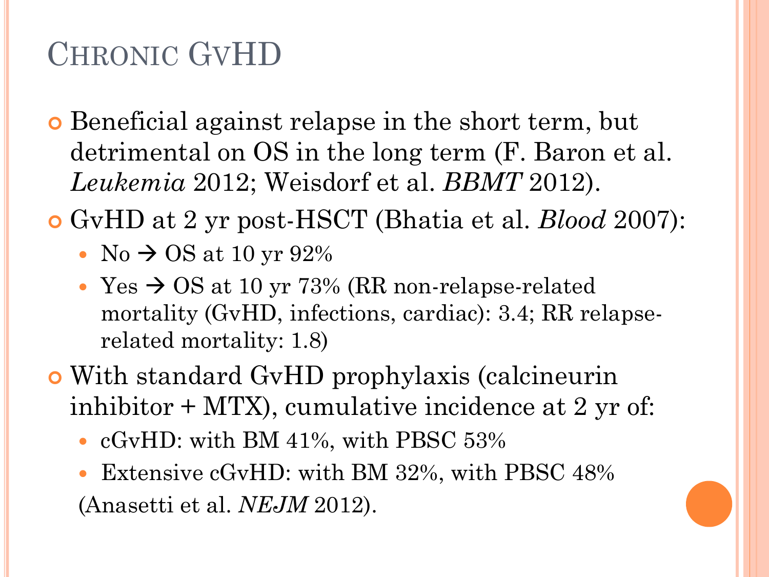# Chronic GvHD

- Beneficial against relapse in the short term, but detrimental on OS in the long term (F. Baron et al. *Leukemia* 2012; Weisdorf et al. *BBMT* 2012).
- GvHD at 2 yr post-HSCT (Bhatia et al. *Blood* 2007):
  - No → OS at 10 yr 92%
  - Yes → OS at 10 yr 73% (RR non-relapse-related mortality (GvHD, infections, cardiac): 3.4; RR relapse-related mortality: 1.8)
- With standard GvHD prophylaxis (calcineurin inhibitor + MTX), cumulative incidence at 2 yr of:
  - cGvHD: with BM 41%, with PBSC 53%
  - Extensive cGvHD: with BM 32%, with PBSC 48%

(Anasetti et al. *NEJM* 2012).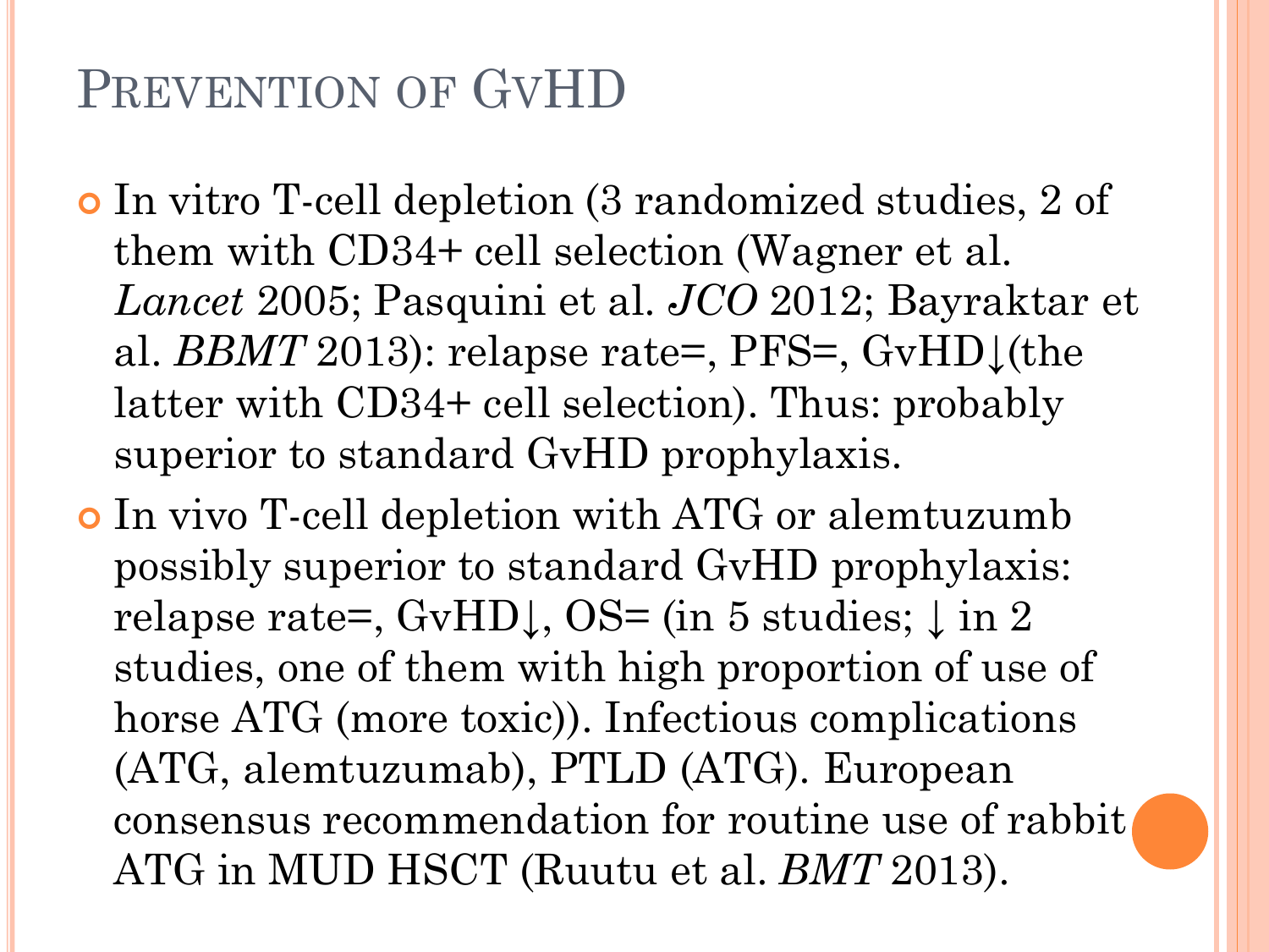# Prevention of GvHD

- In vitro T-cell depletion (3 randomized studies, 2 of them with CD34+ cell selection (Wagner et al. *Lancet* 2005; Pasquini et al. *JCO* 2012; Bayraktar et al. *BBMT* 2013): relapse rate=, PFS=, GvHD↓(the latter with CD34+ cell selection). Thus: probably superior to standard GvHD prophylaxis.
- In vivo T-cell depletion with ATG or alemtuzumb possibly superior to standard GvHD prophylaxis: relapse rate=, GvHD↓, OS= (in 5 studies; ↓ in 2 studies, one of them with high proportion of use of horse ATG (more toxic)). Infectious complications (ATG, alemtuzumab), PTLD (ATG). European consensus recommendation for routine use of rabbit ATG in MUD HSCT (Ruutu et al. *BMT* 2013).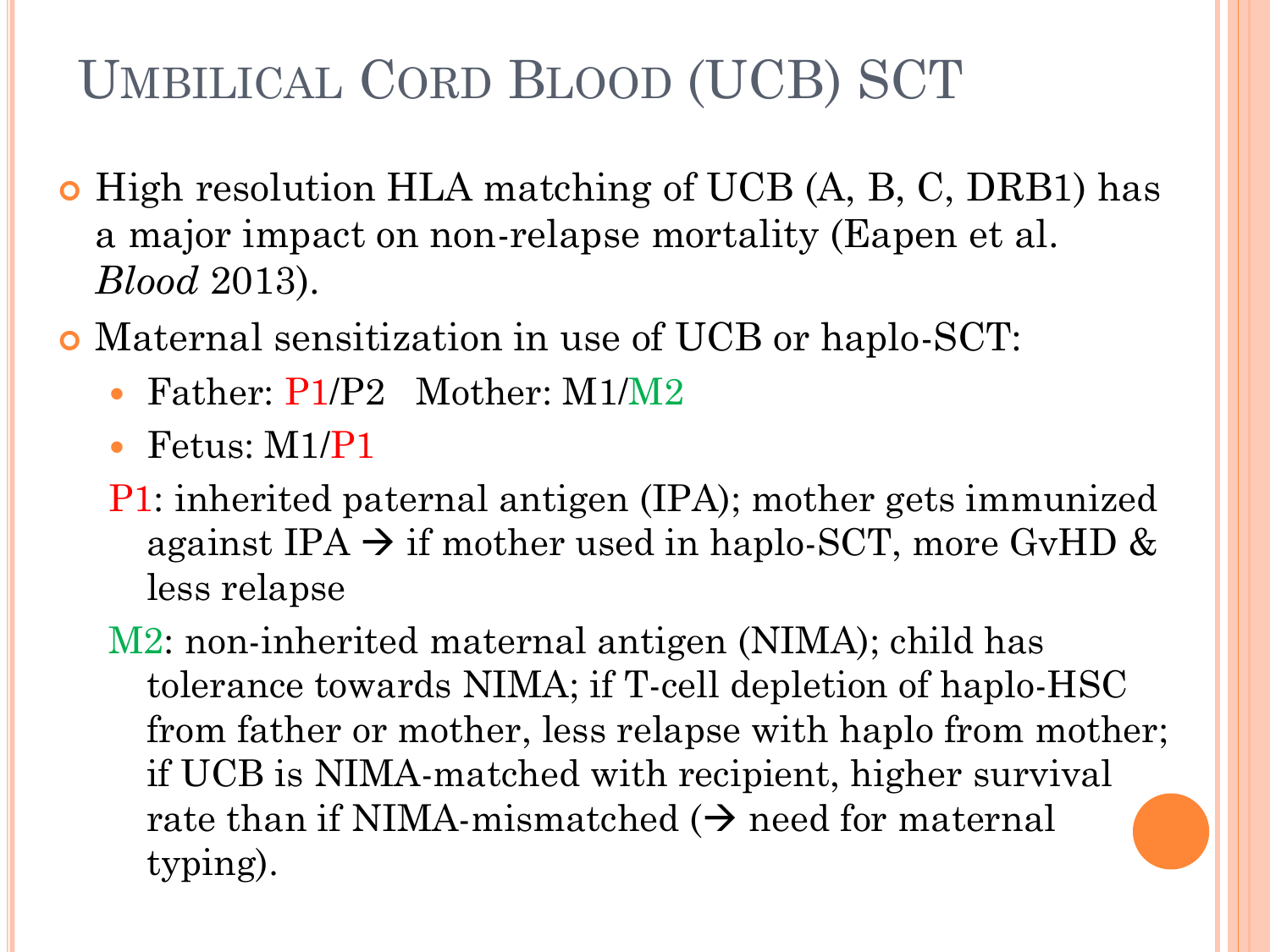# Umbilical Cord Blood (UCB) SCT

- High resolution HLA matching of UCB (A, B, C, DRB1) has a major impact on non-relapse mortality (Eapen et al. *Blood* 2013).
- Maternal sensitization in use of UCB or haplo-SCT:
  - Father: P1/P2   Mother: M1/M2
  - Fetus: M1/P1

  P1: inherited paternal antigen (IPA); mother gets immunized against IPA → if mother used in haplo-SCT, more GvHD & less relapse

  M2: non-inherited maternal antigen (NIMA); child has tolerance towards NIMA; if T-cell depletion of haplo-HSC from father or mother, less relapse with haplo from mother; if UCB is NIMA-matched with recipient, higher survival rate than if NIMA-mismatched (→ need for maternal typing).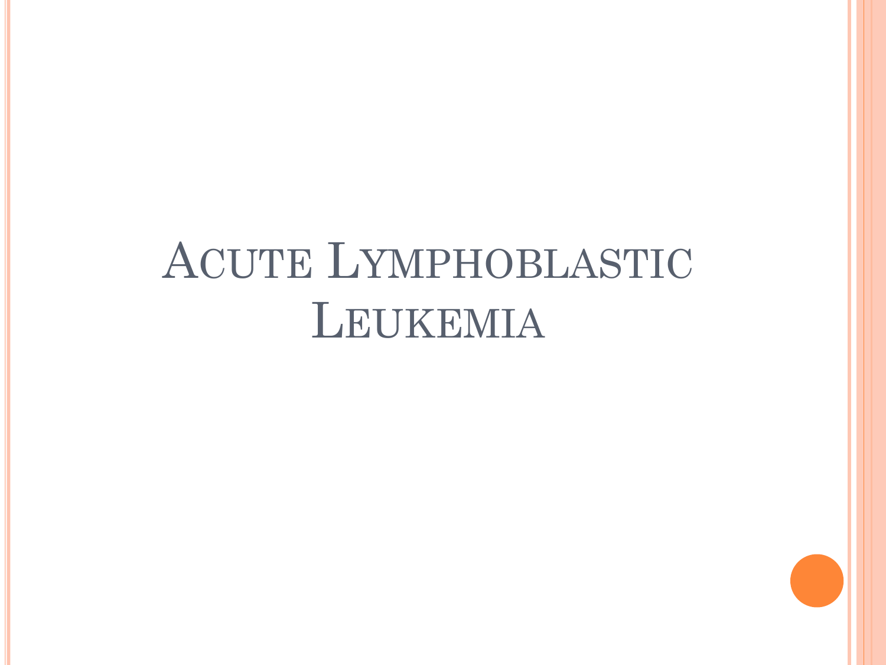# Acute Lymphoblastic Leukemia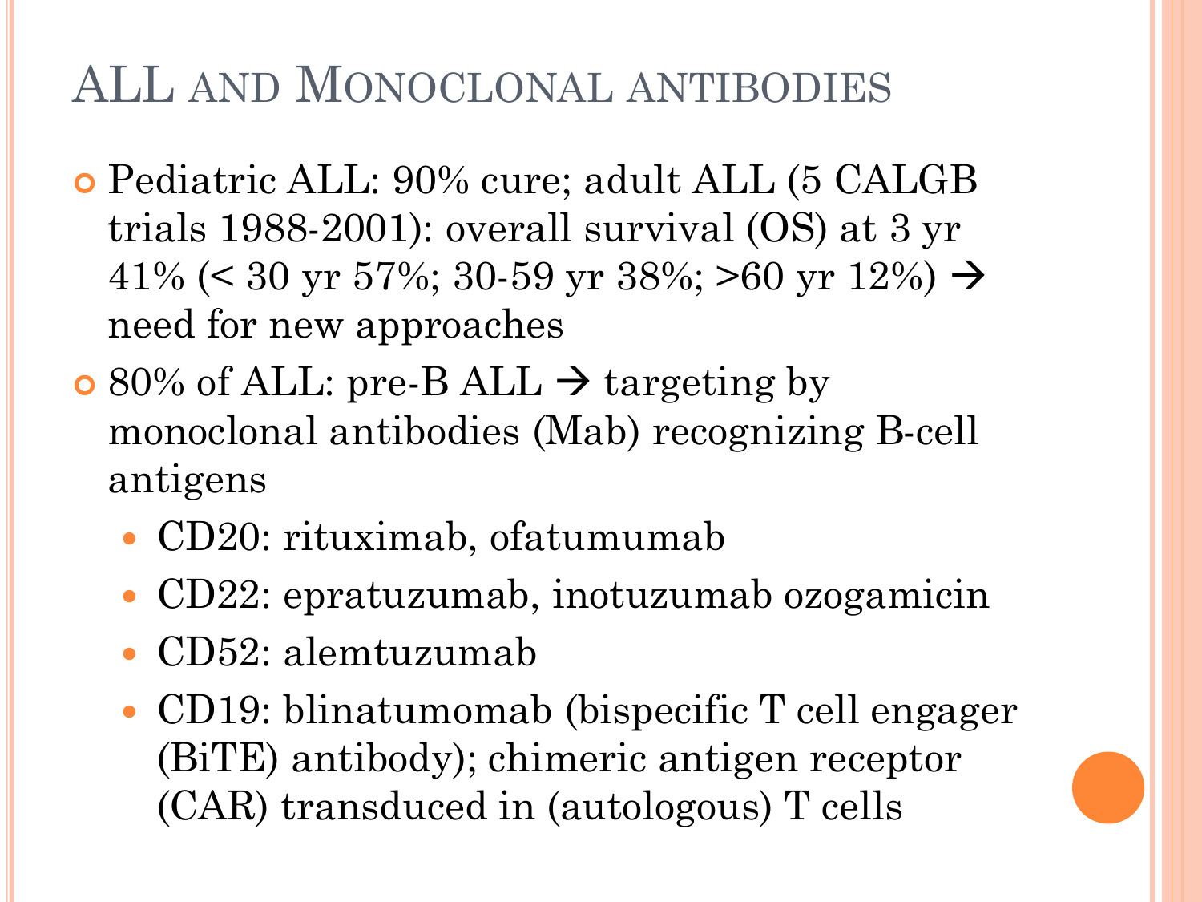# ALL and Monoclonal antibodies

- Pediatric ALL: 90% cure; adult ALL (5 CALGB trials 1988-2001): overall survival (OS) at 3 yr 41% (< 30 yr 57%; 30-59 yr 38%; >60 yr 12%) → need for new approaches
- 80% of ALL: pre-B ALL → targeting by monoclonal antibodies (Mab) recognizing B-cell antigens
  - CD20: rituximab, ofatumumab
  - CD22: epratuzumab, inotuzumab ozogamicin
  - CD52: alemtuzumab
  - CD19: blinatumomab (bispecific T cell engager (BiTE) antibody); chimeric antigen receptor (CAR) transduced in (autologous) T cells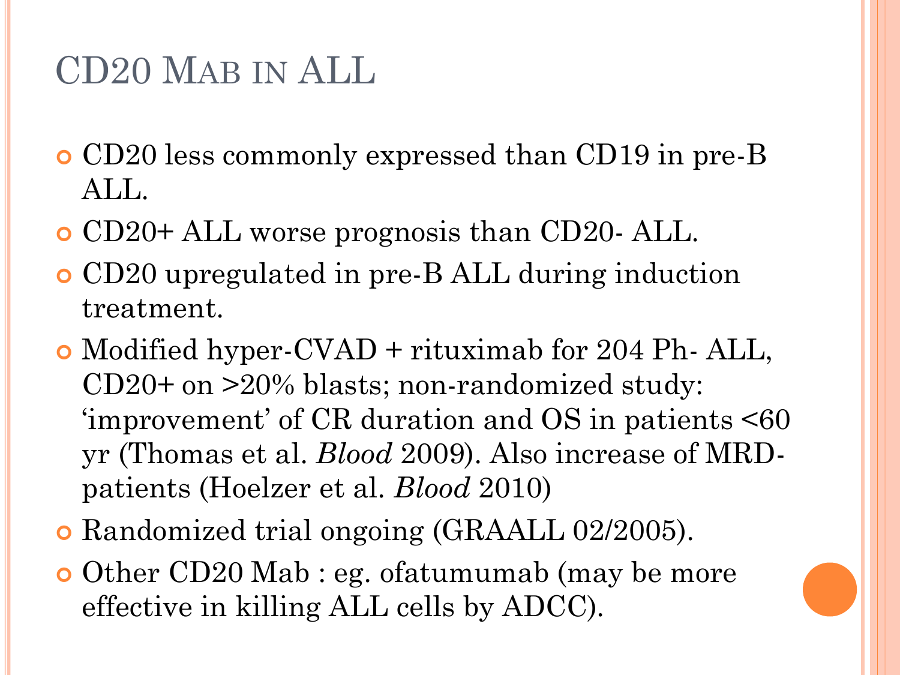# CD20 Mab in ALL

- CD20 less commonly expressed than CD19 in pre-B ALL.
- CD20+ ALL worse prognosis than CD20- ALL.
- CD20 upregulated in pre-B ALL during induction treatment.
- Modified hyper-CVAD + rituximab for 204 Ph- ALL, CD20+ on >20% blasts; non-randomized study: 'improvement' of CR duration and OS in patients <60 yr (Thomas et al. *Blood* 2009). Also increase of MRD- patients (Hoelzer et al. *Blood* 2010)
- Randomized trial ongoing (GRAALL 02/2005).
- Other CD20 Mab : eg. ofatumumab (may be more effective in killing ALL cells by ADCC).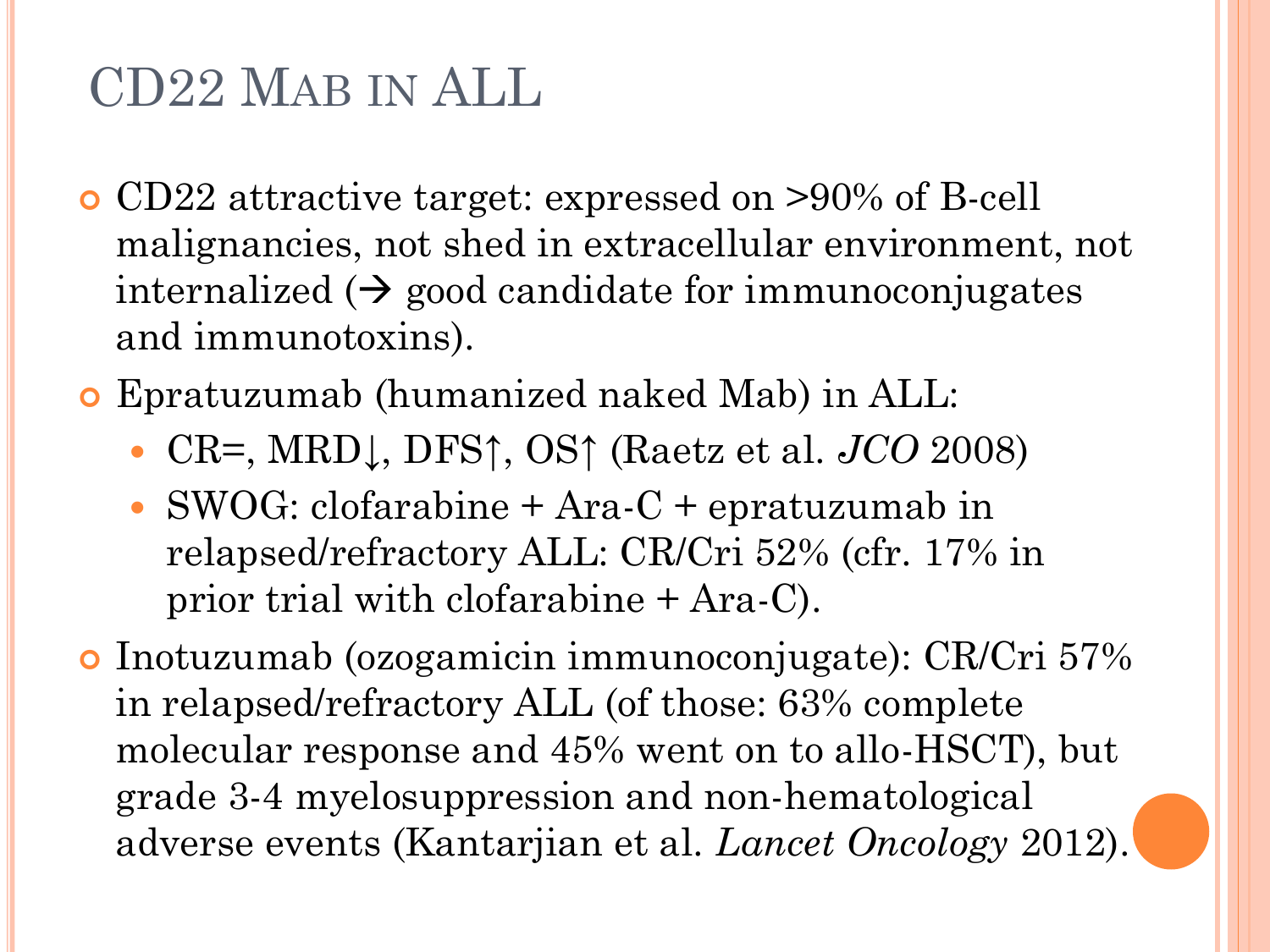# CD22 Mab in ALL

- CD22 attractive target: expressed on >90% of B-cell malignancies, not shed in extracellular environment, not internalized (→ good candidate for immunoconjugates and immunotoxins).
- Epratuzumab (humanized naked Mab) in ALL:
  - CR=, MRD↓, DFS↑, OS↑ (Raetz et al. *JCO* 2008)
  - SWOG: clofarabine + Ara-C + epratuzumab in relapsed/refractory ALL: CR/Cri 52% (cfr. 17% in prior trial with clofarabine + Ara-C).
- Inotuzumab (ozogamicin immunoconjugate): CR/Cri 57% in relapsed/refractory ALL (of those: 63% complete molecular response and 45% went on to allo-HSCT), but grade 3-4 myelosuppression and non-hematological adverse events (Kantarjian et al. *Lancet Oncology* 2012).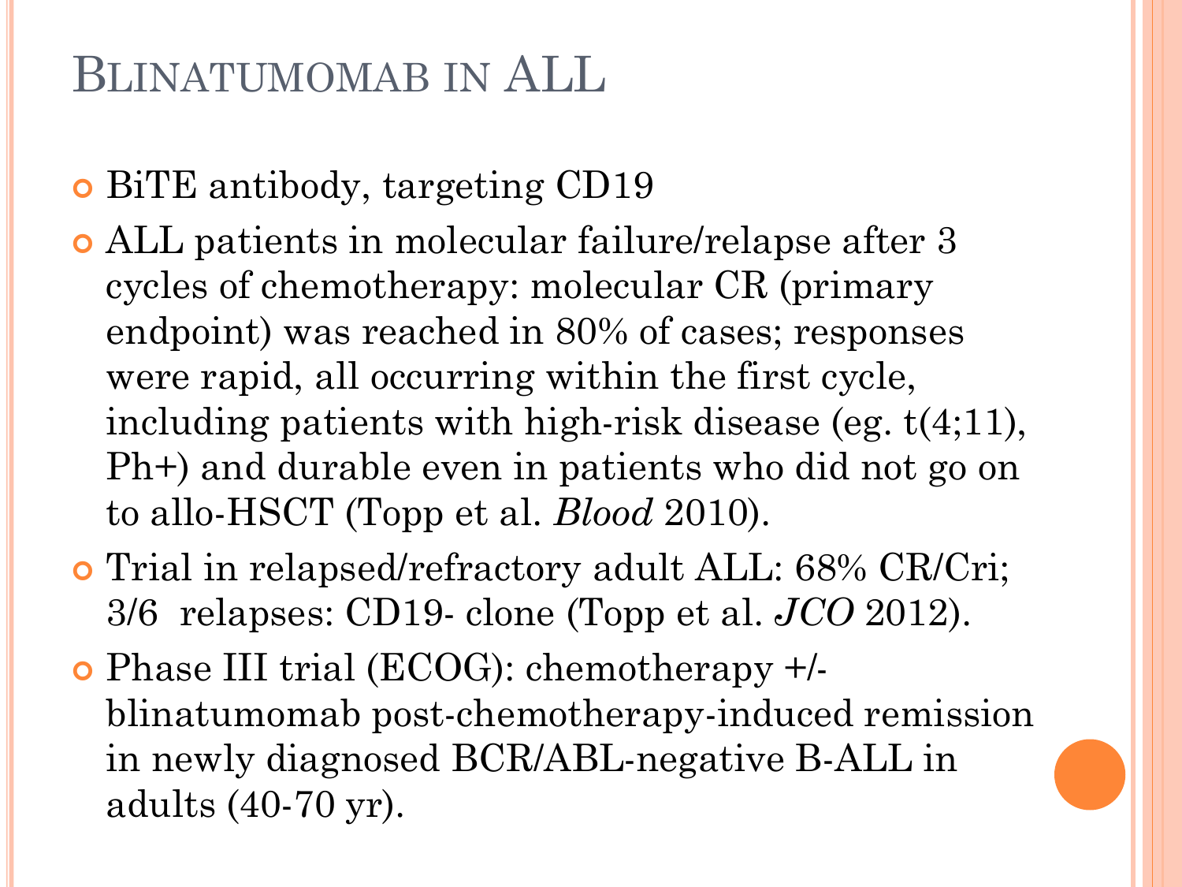# Blinatumomab in ALL

- BiTE antibody, targeting CD19
- ALL patients in molecular failure/relapse after 3 cycles of chemotherapy: molecular CR (primary endpoint) was reached in 80% of cases; responses were rapid, all occurring within the first cycle, including patients with high-risk disease (eg. t(4;11), Ph+) and durable even in patients who did not go on to allo-HSCT (Topp et al. *Blood* 2010).
- Trial in relapsed/refractory adult ALL: 68% CR/Cri; 3/6 relapses: CD19- clone (Topp et al. *JCO* 2012).
- Phase III trial (ECOG): chemotherapy +/- blinatumomab post-chemotherapy-induced remission in newly diagnosed BCR/ABL-negative B-ALL in adults (40-70 yr).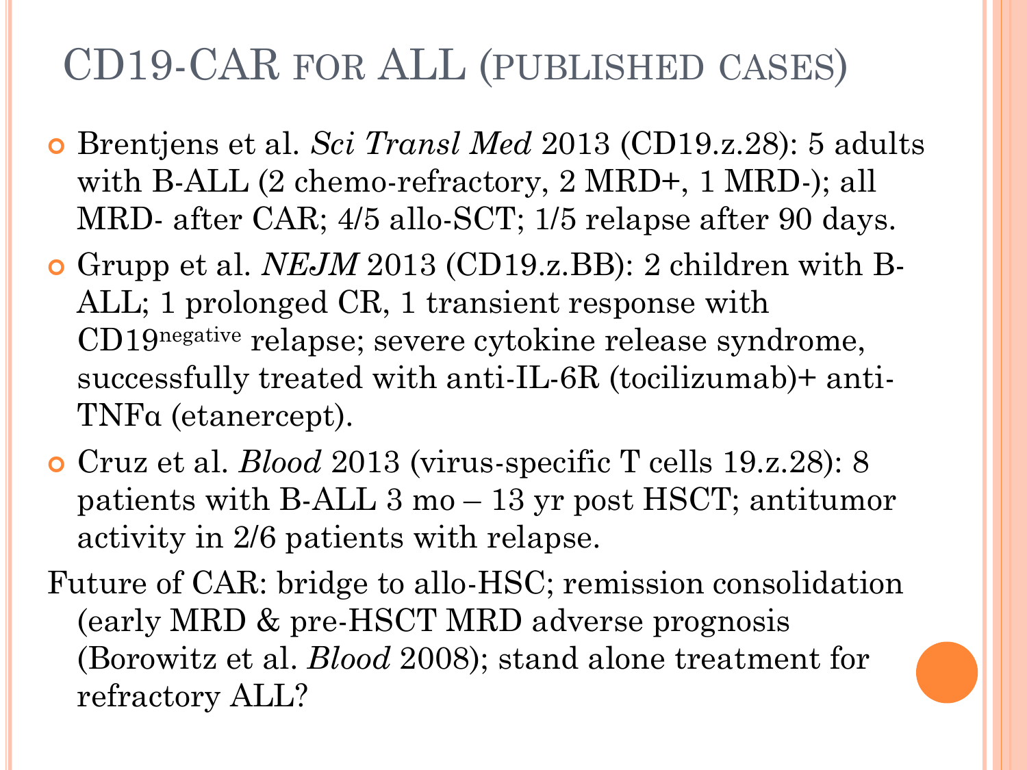# CD19-CAR for ALL (published cases)

- Brentjens et al. *Sci Transl Med* 2013 (CD19.z.28): 5 adults with B-ALL (2 chemo-refractory, 2 MRD+, 1 MRD-); all MRD- after CAR; 4/5 allo-SCT; 1/5 relapse after 90 days.
- Grupp et al. *NEJM* 2013 (CD19.z.BB): 2 children with B-ALL; 1 prolonged CR, 1 transient response with CD19$^{negative}$ relapse; severe cytokine release syndrome, successfully treated with anti-IL-6R (tocilizumab)+ anti-TNFα (etanercept).
- Cruz et al. *Blood* 2013 (virus-specific T cells 19.z.28): 8 patients with B-ALL 3 mo – 13 yr post HSCT; antitumor activity in 2/6 patients with relapse.

Future of CAR: bridge to allo-HSC; remission consolidation (early MRD & pre-HSCT MRD adverse prognosis (Borowitz et al. *Blood* 2008); stand alone treatment for refractory ALL?